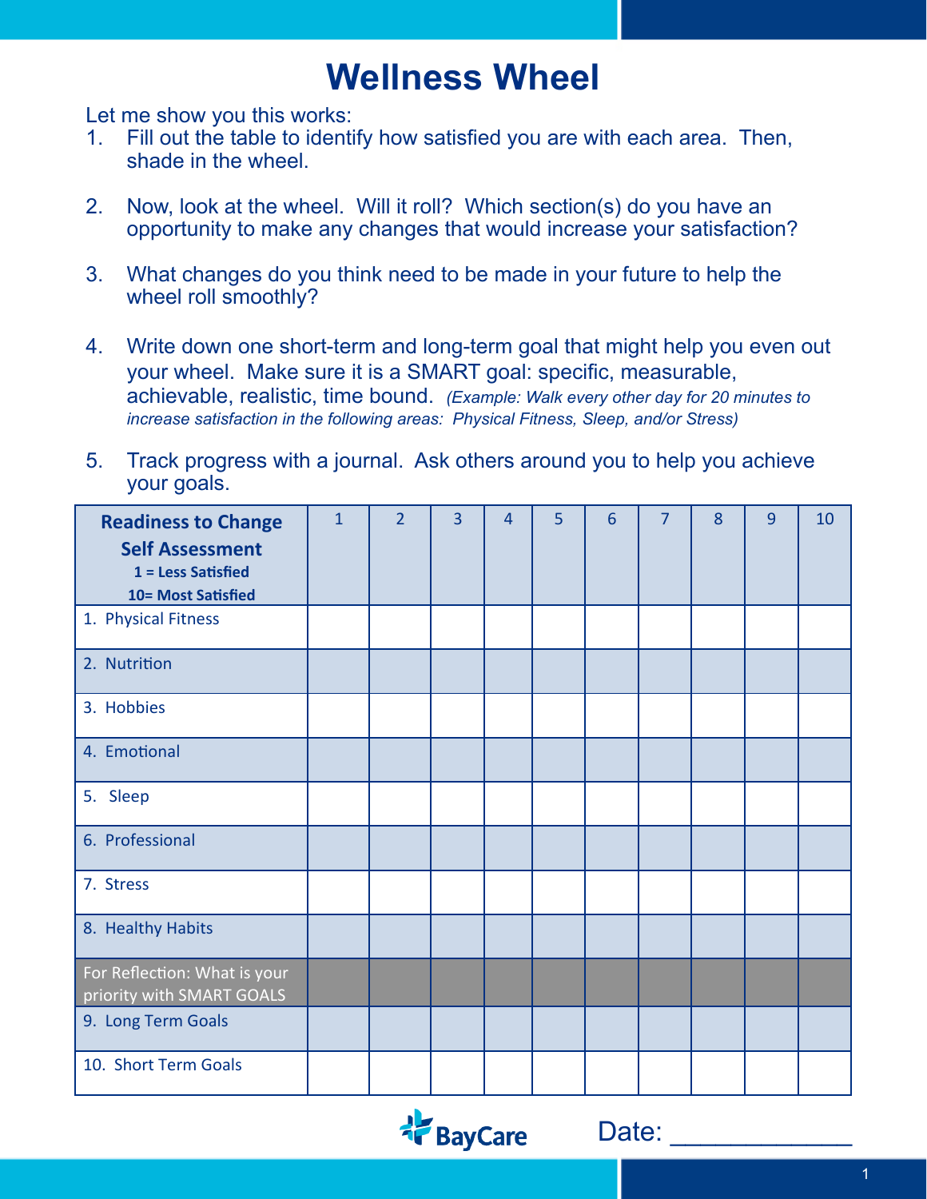# Wellness Wheel

Let me show you this works:

1. Fill out the table to identify how satisfied you are with each area. Then, shade in the wheel.

2. Now, look at the wheel. Will it roll? Which section(s) do you have an opportunity to make any changes that would increase your satisfaction?

3. What changes do you think need to be made in your future to help the wheel roll smoothly?

4. Write down one short-term and long-term goal that might help you even out your wheel. Make sure it is a SMART goal: specific, measurable, achievable, realistic, time bound. *(Example: Walk every other day for 20 minutes to increase satisfaction in the following areas: Physical Fitness, Sleep, and/or Stress)*

5. Track progress with a journal. Ask others around you to help you achieve your goals.

| **Readiness to Change Self Assessment**<br>**1 = Less Satisfied**<br>**10= Most Satisfied** | 1 | 2 | 3 | 4 | 5 | 6 | 7 | 8 | 9 | 10 |
|---|---|---|---|---|---|---|---|---|---|---|
| 1. Physical Fitness | | | | | | | | | | |
| 2. Nutrition | | | | | | | | | | |
| 3. Hobbies | | | | | | | | | | |
| 4. Emotional | | | | | | | | | | |
| 5. Sleep | | | | | | | | | | |
| 6. Professional | | | | | | | | | | |
| 7. Stress | | | | | | | | | | |
| 8. Healthy Habits | | | | | | | | | | |
| For Reflection: What is your priority with SMART GOALS | | | | | | | | | | |
| 9. Long Term Goals | | | | | | | | | | |
| 10. Short Term Goals | | | | | | | | | | |

BayCare

Date: ____________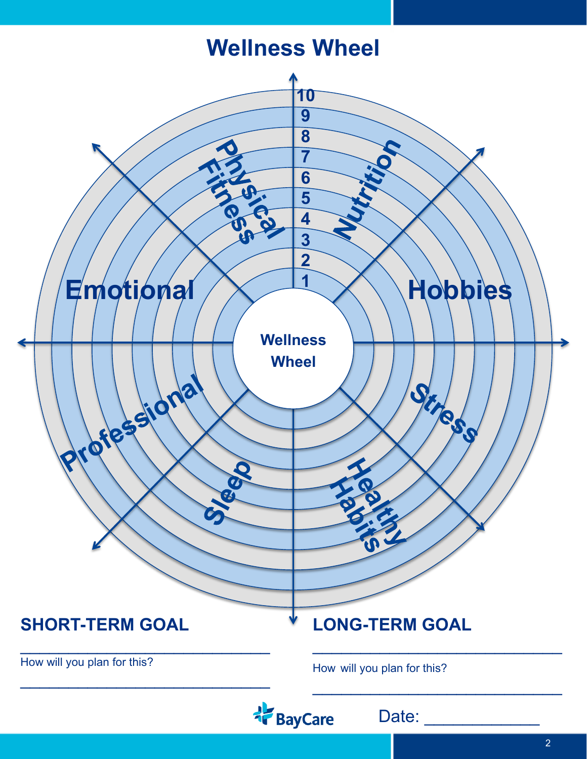# Wellness Wheel

10
9
8
7
6
5
4
3
2
1

Physical Fitness

Nutrition

Hobbies

Stress

Healthy Habits

Sleep

Professional

Emotional

Wellness Wheel

**SHORT-TERM GOAL**

___________________________________

How will you plan for this?

___________________________________

**LONG-TERM GOAL**

___________________________________

How will you plan for this?

___________________________________

BayCare

Date: _____________